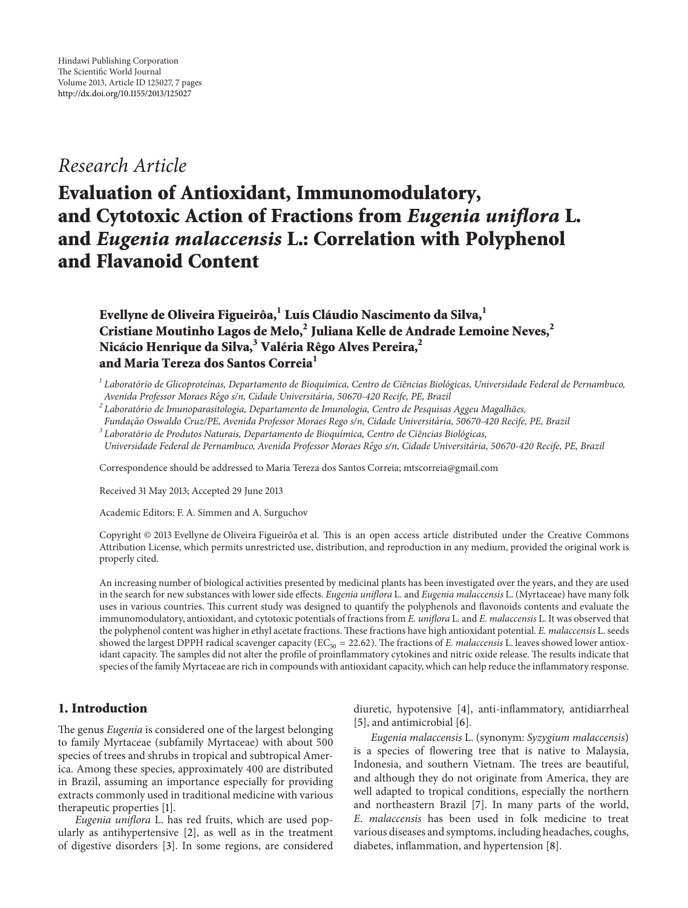Hindawi Publishing Corporation
The Scientific World Journal
Volume 2013, Article ID 125027, 7 pages
http://dx.doi.org/10.1155/2013/125027

*Research Article*

# Evaluation of Antioxidant, Immunomodulatory, and Cytotoxic Action of Fractions from *Eugenia uniflora* L. and *Eugenia malaccensis* L.: Correlation with Polyphenol and Flavanoid Content

**Evellyne de Oliveira Figueirôa,[1] Luís Cláudio Nascimento da Silva,[1] Cristiane Moutinho Lagos de Melo,[2] Juliana Kelle de Andrade Lemoine Neves,[2] Nicácio Henrique da Silva,[3] Valéria Rêgo Alves Pereira,[2] and Maria Tereza dos Santos Correia[1]**

[1] *Laboratório de Glicoproteínas, Departamento de Bioquímica, Centro de Ciências Biológicas, Universidade Federal de Pernambuco, Avenida Professor Moraes Rêgo s/n, Cidade Universitária, 50670-420 Recife, PE, Brazil*

[2] *Laboratório de Imunoparasitologia, Departamento de Imunologia, Centro de Pesquisas Aggeu Magalhães, Fundação Oswaldo Cruz/PE, Avenida Professor Moraes Rego s/n, Cidade Universitária, 50670-420 Recife, PE, Brazil*

[3] *Laboratório de Produtos Naturais, Departamento de Bioquímica, Centro de Ciências Biológicas, Universidade Federal de Pernambuco, Avenida Professor Moraes Rêgo s/n, Cidade Universitária, 50670-420 Recife, PE, Brazil*

Correspondence should be addressed to Maria Tereza dos Santos Correia; mtscorreia@gmail.com

Received 31 May 2013; Accepted 29 June 2013

Academic Editors: F. A. Simmen and A. Surguchov

Copyright © 2013 Evellyne de Oliveira Figueirôa et al. This is an open access article distributed under the Creative Commons Attribution License, which permits unrestricted use, distribution, and reproduction in any medium, provided the original work is properly cited.

An increasing number of biological activities presented by medicinal plants has been investigated over the years, and they are used in the search for new substances with lower side effects. *Eugenia uniflora* L. and *Eugenia malaccensis* L. (Myrtaceae) have many folk uses in various countries. This current study was designed to quantify the polyphenols and flavonoids contents and evaluate the immunomodulatory, antioxidant, and cytotoxic potentials of fractions from *E. uniflora* L. and *E. malaccensis* L. It was observed that the polyphenol content was higher in ethyl acetate fractions. These fractions have high antioxidant potential. *E. malaccensis* L. seeds showed the largest DPPH radical scavenger capacity ($EC_{50}$ = 22.62). The fractions of *E. malaccensis* L. leaves showed lower antioxidant capacity. The samples did not alter the profile of proinflammatory cytokines and nitric oxide release. The results indicate that species of the family Myrtaceae are rich in compounds with antioxidant capacity, which can help reduce the inflammatory response.

## 1. Introduction

The genus *Eugenia* is considered one of the largest belonging to family Myrtaceae (subfamily Myrtaceae) with about 500 species of trees and shrubs in tropical and subtropical America. Among these species, approximately 400 are distributed in Brazil, assuming an importance especially for providing extracts commonly used in traditional medicine with various therapeutic properties [1].

*Eugenia uniflora* L. has red fruits, which are used popularly as antihypertensive [2], as well as in the treatment of digestive disorders [3]. In some regions, are considered diuretic, hypotensive [4], anti-inflammatory, antidiarrheal [5], and antimicrobial [6].

*Eugenia malaccensis* L. (synonym: *Syzygium malaccensis*) is a species of flowering tree that is native to Malaysia, Indonesia, and southern Vietnam. The trees are beautiful, and although they do not originate from America, they are well adapted to tropical conditions, especially the northern and northeastern Brazil [7]. In many parts of the world, *E. malaccensis* has been used in folk medicine to treat various diseases and symptoms, including headaches, coughs, diabetes, inflammation, and hypertension [8].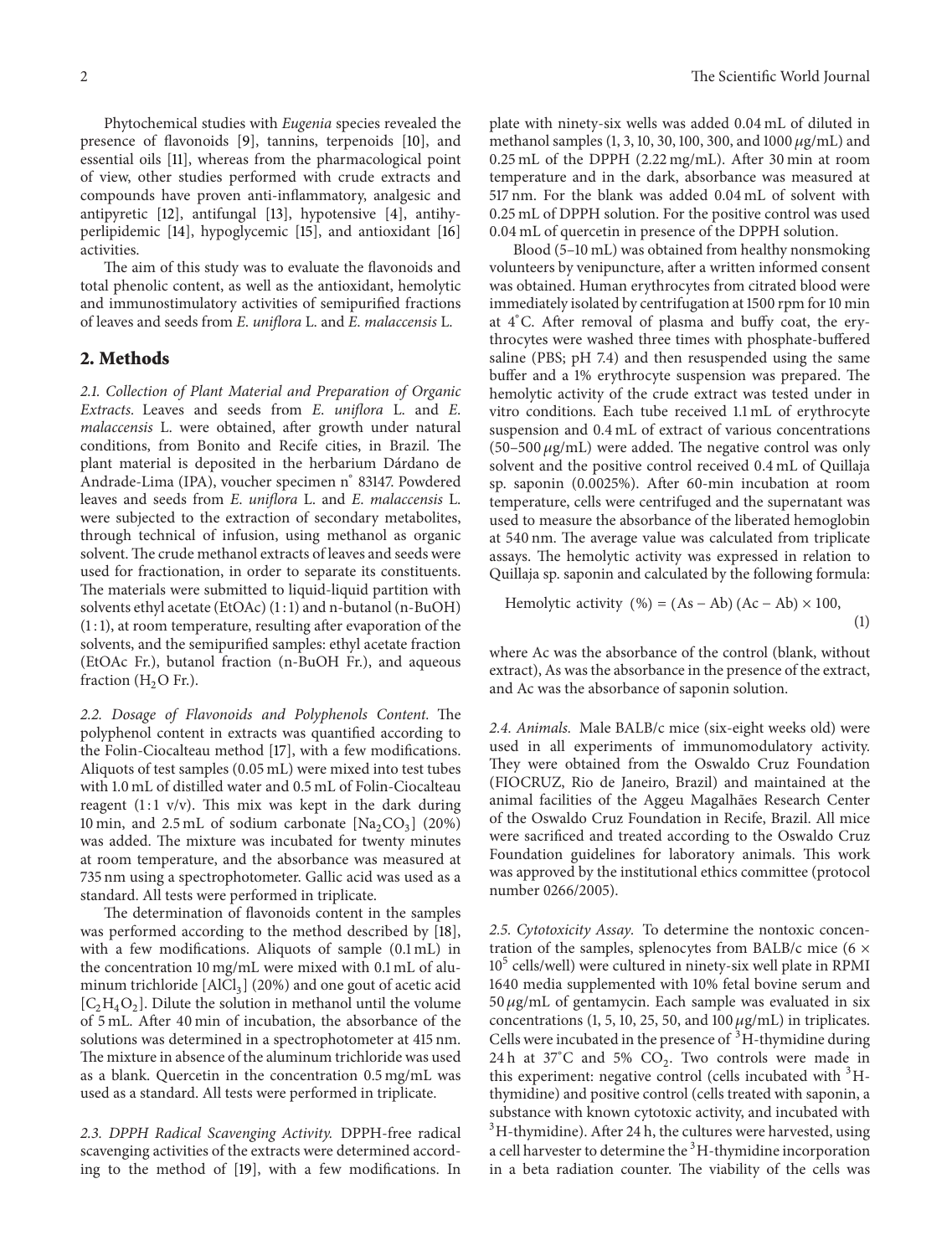Phytochemical studies with *Eugenia* species revealed the presence of flavonoids [9], tannins, terpenoids [10], and essential oils [11], whereas from the pharmacological point of view, other studies performed with crude extracts and compounds have proven anti-inflammatory, analgesic and antipyretic [12], antifungal [13], hypotensive [4], antihyperlipidemic [14], hypoglycemic [15], and antioxidant [16] activities.

The aim of this study was to evaluate the flavonoids and total phenolic content, as well as the antioxidant, hemolytic and immunostimulatory activities of semipurified fractions of leaves and seeds from *E. uniflora* L. and *E. malaccensis* L.

## 2. Methods

*2.1. Collection of Plant Material and Preparation of Organic Extracts.* Leaves and seeds from *E. uniflora* L. and *E. malaccensis* L. were obtained, after growth under natural conditions, from Bonito and Recife cities, in Brazil. The plant material is deposited in the herbarium Dárdano de Andrade-Lima (IPA), voucher specimen n° 83147. Powdered leaves and seeds from *E. uniflora* L. and *E. malaccensis* L. were subjected to the extraction of secondary metabolites, through technical of infusion, using methanol as organic solvent. The crude methanol extracts of leaves and seeds were used for fractionation, in order to separate its constituents. The materials were submitted to liquid-liquid partition with solvents ethyl acetate (EtOAc) (1 : 1) and n-butanol (n-BuOH) (1 : 1), at room temperature, resulting after evaporation of the solvents, and the semipurified samples: ethyl acetate fraction (EtOAc Fr.), butanol fraction (n-BuOH Fr.), and aqueous fraction ($H_2O$ Fr.).

*2.2. Dosage of Flavonoids and Polyphenols Content.* The polyphenol content in extracts was quantified according to the Folin-Ciocalteu method [17], with a few modifications. Aliquots of test samples (0.05 mL) were mixed into test tubes with 1.0 mL of distilled water and 0.5 mL of Folin-Ciocalteau reagent (1 : 1 v/v). This mix was kept in the dark during 10 min, and 2.5 mL of sodium carbonate [$Na_2CO_3$] (20%) was added. The mixture was incubated for twenty minutes at room temperature, and the absorbance was measured at 735 nm using a spectrophotometer. Gallic acid was used as a standard. All tests were performed in triplicate.

The determination of flavonoids content in the samples was performed according to the method described by [18], with a few modifications. Aliquots of sample (0.1 mL) in the concentration 10 mg/mL were mixed with 0.1 mL of aluminum trichloride [$AlCl_3$] (20%) and one gout of acetic acid [$C_2H_4O_2$]. Dilute the solution in methanol until the volume of 5 mL. After 40 min of incubation, the absorbance of the solutions was determined in a spectrophotometer at 415 nm. The mixture in absence of the aluminum trichloride was used as a blank. Quercetin in the concentration 0.5 mg/mL was used as a standard. All tests were performed in triplicate.

*2.3. DPPH Radical Scavenging Activity.* DPPH-free radical scavenging activities of the extracts were determined according to the method of [19], with a few modifications. In plate with ninety-six wells was added 0.04 mL of diluted in methanol samples (1, 3, 10, 30, 100, 300, and 1000 $\mu$g/mL) and 0.25 mL of the DPPH (2.22 mg/mL). After 30 min at room temperature and in the dark, absorbance was measured at 517 nm. For the blank was added 0.04 mL of solvent with 0.25 mL of DPPH solution. For the positive control was used 0.04 mL of quercetin in presence of the DPPH solution.

Blood (5–10 mL) was obtained from healthy nonsmoking volunteers by venipuncture, after a written informed consent was obtained. Human erythrocytes from citrated blood were immediately isolated by centrifugation at 1500 rpm for 10 min at 4°C. After removal of plasma and buffy coat, the erythrocytes were washed three times with phosphate-buffered saline (PBS; pH 7.4) and then resuspended using the same buffer and a 1% erythrocyte suspension was prepared. The hemolytic activity of the crude extract was tested under in vitro conditions. Each tube received 1.1 mL of erythrocyte suspension and 0.4 mL of extract of various concentrations (50–500 $\mu$g/mL) were added. The negative control was only solvent and the positive control received 0.4 mL of Quillaja sp. saponin (0.0025%). After 60-min incubation at room temperature, cells were centrifuged and the supernatant was used to measure the absorbance of the liberated hemoglobin at 540 nm. The average value was calculated from triplicate assays. The hemolytic activity was expressed in relation to Quillaja sp. saponin and calculated by the following formula:

$$\text{Hemolytic activity } (\%) = (\text{As} - \text{Ab})(\text{Ac} - \text{Ab}) \times 100, \tag{1}$$

where Ac was the absorbance of the control (blank, without extract), As was the absorbance in the presence of the extract, and Ac was the absorbance of saponin solution.

*2.4. Animals.* Male BALB/c mice (six-eight weeks old) were used in all experiments of immunomodulatory activity. They were obtained from the Oswaldo Cruz Foundation (FIOCRUZ, Rio de Janeiro, Brazil) and maintained at the animal facilities of the Aggeu Magalhães Research Center of the Oswaldo Cruz Foundation in Recife, Brazil. All mice were sacrificed and treated according to the Oswaldo Cruz Foundation guidelines for laboratory animals. This work was approved by the institutional ethics committee (protocol number 0266/2005).

*2.5. Cytotoxicity Assay.* To determine the nontoxic concentration of the samples, splenocytes from BALB/c mice ($6 \times 10^5$ cells/well) were cultured in ninety-six well plate in RPMI 1640 media supplemented with 10% fetal bovine serum and 50 $\mu$g/mL of gentamycin. Each sample was evaluated in six concentrations (1, 5, 10, 25, 50, and 100 $\mu$g/mL) in triplicates. Cells were incubated in the presence of $^3$H-thymidine during 24 h at 37°C and 5% $CO_2$. Two controls were made in this experiment: negative control (cells incubated with $^3$H-thymidine) and positive control (cells treated with saponin, a substance with known cytotoxic activity, and incubated with $^3$H-thymidine). After 24 h, the cultures were harvested, using a cell harvester to determine the $^3$H-thymidine incorporation in a beta radiation counter. The viability of the cells was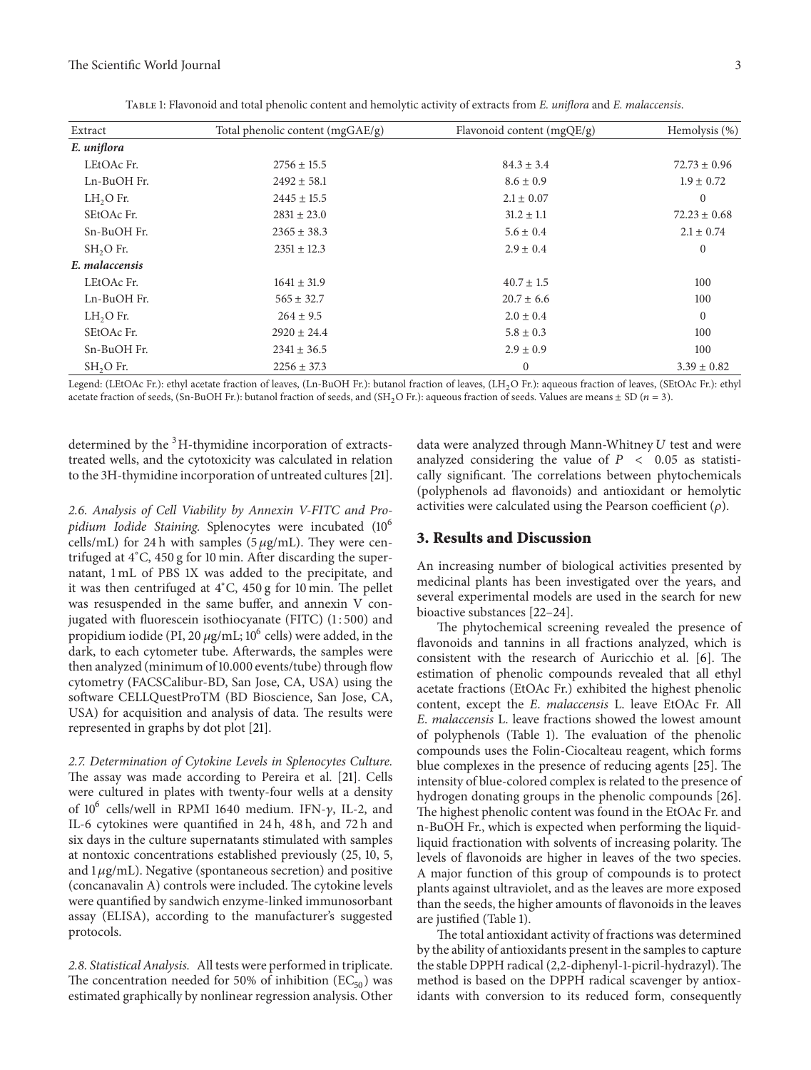Table 1: Flavonoid and total phenolic content and hemolytic activity of extracts from *E. uniflora* and *E. malaccensis*.

| Extract | Total phenolic content (mgGAE/g) | Flavonoid content (mgQE/g) | Hemolysis (%) |
|---|---|---|---|
| ***E. uniflora*** | | | |
| LEtOAc Fr. | 2756 ± 15.5 | 84.3 ± 3.4 | 72.73 ± 0.96 |
| Ln-BuOH Fr. | 2492 ± 58.1 | 8.6 ± 0.9 | 1.9 ± 0.72 |
| $LH_2O$ Fr. | 2445 ± 15.5 | 2.1 ± 0.07 | 0 |
| SEtOAc Fr. | 2831 ± 23.0 | 31.2 ± 1.1 | 72.23 ± 0.68 |
| Sn-BuOH Fr. | 2365 ± 38.3 | 5.6 ± 0.4 | 2.1 ± 0.74 |
| $SH_2O$ Fr. | 2351 ± 12.3 | 2.9 ± 0.4 | 0 |
| ***E. malaccensis*** | | | |
| LEtOAc Fr. | 1641 ± 31.9 | 40.7 ± 1.5 | 100 |
| Ln-BuOH Fr. | 565 ± 32.7 | 20.7 ± 6.6 | 100 |
| $LH_2O$ Fr. | 264 ± 9.5 | 2.0 ± 0.4 | 0 |
| SEtOAc Fr. | 2920 ± 24.4 | 5.8 ± 0.3 | 100 |
| Sn-BuOH Fr. | 2341 ± 36.5 | 2.9 ± 0.9 | 100 |
| $SH_2O$ Fr. | 2256 ± 37.3 | 0 | 3.39 ± 0.82 |

Legend: (LEtOAc Fr.): ethyl acetate fraction of leaves, (Ln-BuOH Fr.): butanol fraction of leaves, ($LH_2O$ Fr.): aqueous fraction of leaves, (SEtOAc Fr.): ethyl acetate fraction of seeds, (Sn-BuOH Fr.): butanol fraction of seeds, and ($SH_2O$ Fr.): aqueous fraction of seeds. Values are means ± SD ($n = 3$).

determined by the $^{3}$H-thymidine incorporation of extracts-treated wells, and the cytotoxicity was calculated in relation to the 3H-thymidine incorporation of untreated cultures [21].

*2.6. Analysis of Cell Viability by Annexin V-FITC and Propidium Iodide Staining.* Splenocytes were incubated ($10^6$ cells/mL) for 24 h with samples (5 $\mu$g/mL). They were centrifuged at 4°C, 450 g for 10 min. After discarding the supernatant, 1 mL of PBS 1X was added to the precipitate, and it was then centrifuged at 4°C, 450 g for 10 min. The pellet was resuspended in the same buffer, and annexin V conjugated with fluorescein isothiocyanate (FITC) (1 : 500) and propidium iodide (PI, 20 $\mu$g/mL; $10^6$ cells) were added, in the dark, to each cytometer tube. Afterwards, the samples were then analyzed (minimum of 10.000 events/tube) through flow cytometry (FACSCalibur-BD, San Jose, CA, USA) using the software CELLQuestProTM (BD Bioscience, San Jose, CA, USA) for acquisition and analysis of data. The results were represented in graphs by dot plot [21].

*2.7. Determination of Cytokine Levels in Splenocytes Culture.* The assay was made according to Pereira et al. [21]. Cells were cultured in plates with twenty-four wells at a density of $10^6$ cells/well in RPMI 1640 medium. IFN-$\gamma$, IL-2, and IL-6 cytokines were quantified in 24 h, 48 h, and 72 h and six days in the culture supernatants stimulated with samples at nontoxic concentrations established previously (25, 10, 5, and 1 $\mu$g/mL). Negative (spontaneous secretion) and positive (concanavalin A) controls were included. The cytokine levels were quantified by sandwich enzyme-linked immunosorbant assay (ELISA), according to the manufacturer's suggested protocols.

*2.8. Statistical Analysis.* All tests were performed in triplicate. The concentration needed for 50% of inhibition ($EC_{50}$) was estimated graphically by nonlinear regression analysis. Other data were analyzed through Mann-Whitney $U$ test and were analyzed considering the value of $P < 0.05$ as statistically significant. The correlations between phytochemicals (polyphenols ad flavonoids) and antioxidant or hemolytic activities were calculated using the Pearson coefficient ($\rho$).

## 3. Results and Discussion

An increasing number of biological activities presented by medicinal plants has been investigated over the years, and several experimental models are used in the search for new bioactive substances [22–24].

The phytochemical screening revealed the presence of flavonoids and tannins in all fractions analyzed, which is consistent with the research of Auricchio et al. [6]. The estimation of phenolic compounds revealed that all ethyl acetate fractions (EtOAc Fr.) exhibited the highest phenolic content, except the *E. malaccensis* L. leave EtOAc Fr. All *E. malaccensis* L. leave fractions showed the lowest amount of polyphenols (Table 1). The evaluation of the phenolic compounds uses the Folin-Ciocalteau reagent, which forms blue complexes in the presence of reducing agents [25]. The intensity of blue-colored complex is related to the presence of hydrogen donating groups in the phenolic compounds [26]. The highest phenolic content was found in the EtOAc Fr. and n-BuOH Fr., which is expected when performing the liquid-liquid fractionation with solvents of increasing polarity. The levels of flavonoids are higher in leaves of the two species. A major function of this group of compounds is to protect plants against ultraviolet, and as the leaves are more exposed than the seeds, the higher amounts of flavonoids in the leaves are justified (Table 1).

The total antioxidant activity of fractions was determined by the ability of antioxidants present in the samples to capture the stable DPPH radical (2,2-diphenyl-1-picril-hydrazyl). The method is based on the DPPH radical scavenger by antioxidants with conversion to its reduced form, consequently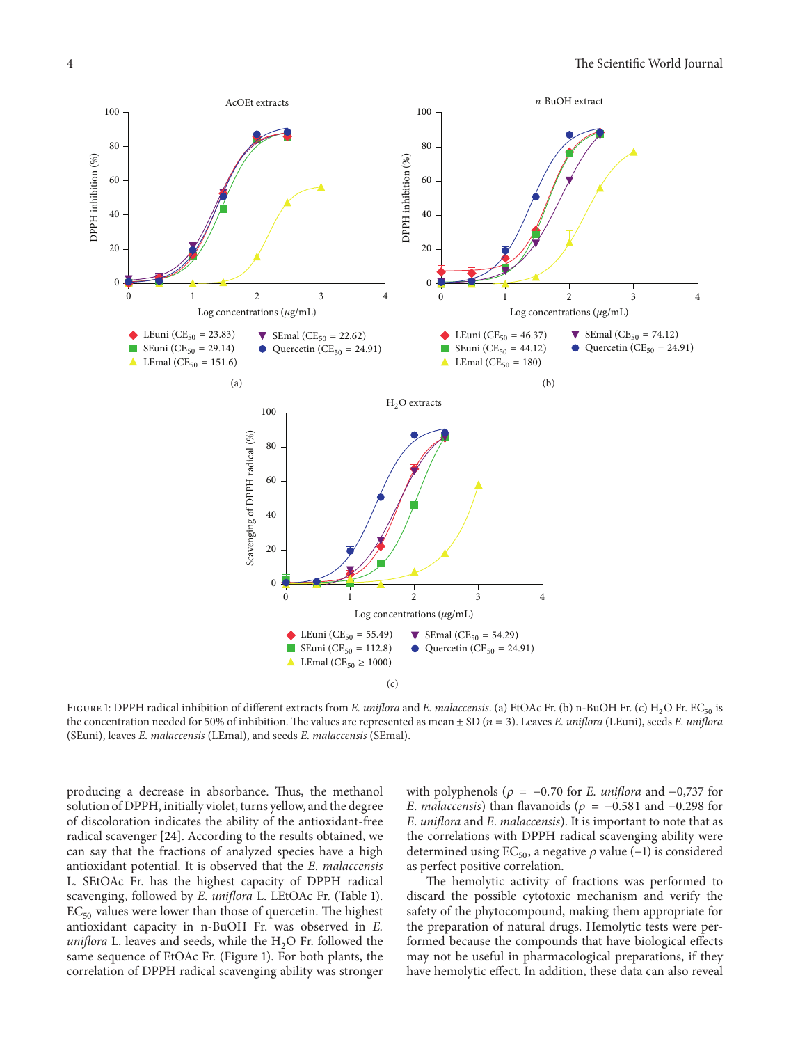AcOEt extracts

DPPH inhibition (%)

Log concentrations ($\mu$g/mL)

LEuni ($CE_{50}$ = 23.83)
SEuni ($CE_{50}$ = 29.14)
LEmal ($CE_{50}$ = 151.6)
SEmal ($CE_{50}$ = 22.62)
Quercetin ($CE_{50}$ = 24.91)

(a)

*n*-BuOH extract

DPPH inhibition (%)

Log concentrations ($\mu$g/mL)

LEuni ($CE_{50}$ = 46.37)
SEuni ($CE_{50}$ = 44.12)
LEmal ($CE_{50}$ = 180)
SEmal ($CE_{50}$ = 74.12)
Quercetin ($CE_{50}$ = 24.91)

(b)

$H_2O$ extracts

Scavenging of DPPH radical (%)

Log concentrations ($\mu$g/mL)

LEuni ($CE_{50}$ = 55.49)
SEuni ($CE_{50}$ = 112.8)
LEmal ($CE_{50}$ ≥ 1000)
SEmal ($CE_{50}$ = 54.29)
Quercetin ($CE_{50}$ = 24.91)

(c)

Figure 1: DPPH radical inhibition of different extracts from *E. uniflora* and *E. malaccensis*. (a) EtOAc Fr. (b) n-BuOH Fr. (c) $H_2O$ Fr. $EC_{50}$ is the concentration needed for 50% of inhibition. The values are represented as mean ± SD ($n$ = 3). Leaves *E. uniflora* (LEuni), seeds *E. uniflora* (SEuni), leaves *E. malaccensis* (LEmal), and seeds *E. malaccensis* (SEmal).

producing a decrease in absorbance. Thus, the methanol solution of DPPH, initially violet, turns yellow, and the degree of discoloration indicates the ability of the antioxidant-free radical scavenger [24]. According to the results obtained, we can say that the fractions of analyzed species have a high antioxidant potential. It is observed that the *E. malaccensis* L. SEtOAc Fr. has the highest capacity of DPPH radical scavenging, followed by *E. uniflora* L. LEtOAc Fr. (Table 1). $EC_{50}$ values were lower than those of quercetin. The highest antioxidant capacity in n-BuOH Fr. was observed in *E. uniflora* L. leaves and seeds, while the $H_2O$ Fr. followed the same sequence of EtOAc Fr. (Figure 1). For both plants, the correlation of DPPH radical scavenging ability was stronger with polyphenols ($\rho$ = −0.70 for *E. uniflora* and −0,737 for *E. malaccensis*) than flavanoids ($\rho$ = −0.581 and −0.298 for *E. uniflora* and *E. malaccensis*). It is important to note that as the correlations with DPPH radical scavenging ability were determined using $EC_{50}$, a negative $\rho$ value (−1) is considered as perfect positive correlation.

The hemolytic activity of fractions was performed to discard the possible cytotoxic mechanism and verify the safety of the phytocompound, making them appropriate for the preparation of natural drugs. Hemolytic tests were performed because the compounds that have biological effects may not be useful in pharmacological preparations, if they have hemolytic effect. In addition, these data can also reveal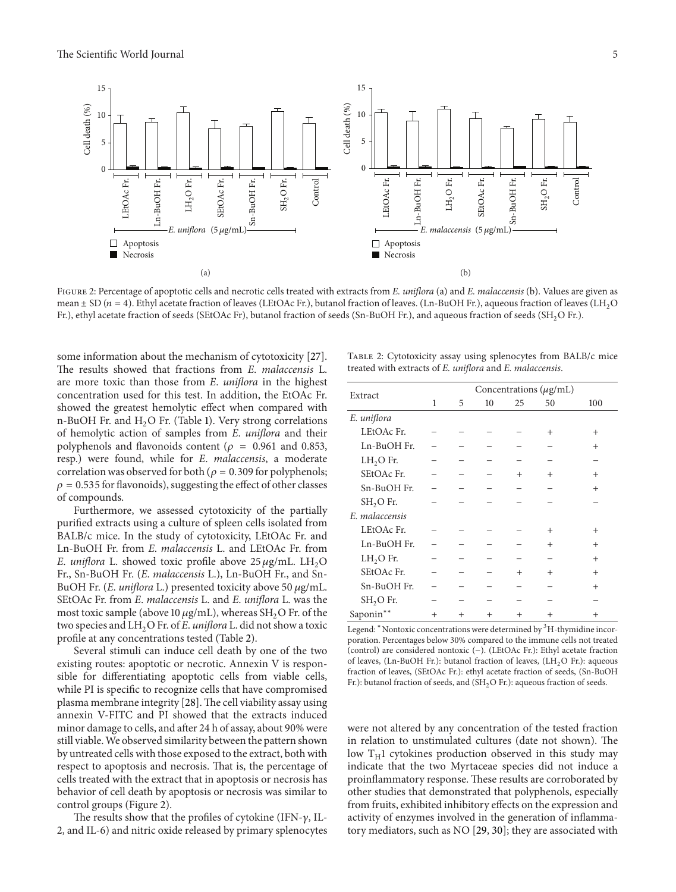15
10
5
0
Cell death (%)
LEtOAc Fr.
Ln-BuOH Fr.
$LH_2O$ Fr.
SEtOAc Fr.
Sn-BuOH Fr.
$SH_2O$ Fr.
Control
*E. uniflora* (5 $\mu$g/mL)
Apoptosis
Necrosis
(a)

15
10
5
0
Cell death (%)
LEtOAc Fr.
Ln-BuOH Fr.
$LH_2O$ Fr.
SEtOAc Fr.
Sn-BuOH Fr.
$SH_2O$ Fr.
Control
*E. malaccensis* (5 $\mu$g/mL)
Apoptosis
Necrosis
(b)

Figure 2: Percentage of apoptotic cells and necrotic cells treated with extracts from *E. uniflora* (a) and *E. malaccensis* (b). Values are given as mean ± SD ($n = 4$). Ethyl acetate fraction of leaves (LEtOAc Fr.), butanol fraction of leaves. (Ln-BuOH Fr.), aqueous fraction of leaves ($LH_2O$ Fr.), ethyl acetate fraction of seeds (SEtOAc Fr), butanol fraction of seeds (Sn-BuOH Fr.), and aqueous fraction of seeds ($SH_2O$ Fr.).

some information about the mechanism of cytotoxicity [27]. The results showed that fractions from *E. malaccensis* L. are more toxic than those from *E. uniflora* in the highest concentration used for this test. In addition, the EtOAc Fr. showed the greatest hemolytic effect when compared with n-BuOH Fr. and $H_2O$ Fr. (Table 1). Very strong correlations of hemolytic action of samples from *E. uniflora* and their polyphenols and flavonoids content ($\rho = 0.961$ and 0.853, resp.) were found, while for *E. malaccensis*, a moderate correlation was observed for both ($\rho = 0.309$ for polyphenols; $\rho = 0.535$ for flavonoids), suggesting the effect of other classes of compounds.

Furthermore, we assessed cytotoxicity of the partially purified extracts using a culture of spleen cells isolated from BALB/c mice. In the study of cytotoxicity, LEtOAc Fr. and Ln-BuOH Fr. from *E. malaccensis* L. and LEtOAc Fr. from *E. uniflora* L. showed toxic profile above 25 $\mu$g/mL. $LH_2O$ Fr., Sn-BuOH Fr. (*E. malaccensis* L.), Ln-BuOH Fr., and Sn-BuOH Fr. (*E. uniflora* L.) presented toxicity above 50 $\mu$g/mL. SEtOAc Fr. from *E. malaccensis* L. and *E. uniflora* L. was the most toxic sample (above 10 $\mu$g/mL), whereas $SH_2O$ Fr. of the two species and $LH_2O$ Fr. of *E. uniflora* L. did not show a toxic profile at any concentrations tested (Table 2).

Several stimuli can induce cell death by one of the two existing routes: apoptotic or necrotic. Annexin V is responsible for differentiating apoptotic cells from viable cells, while PI is specific to recognize cells that have compromised plasma membrane integrity [28]. The cell viability assay using annexin V-FITC and PI showed that the extracts induced minor damage to cells, and after 24 h of assay, about 90% were still viable. We observed similarity between the pattern shown by untreated cells with those exposed to the extract, both with respect to apoptosis and necrosis. That is, the percentage of cells treated with the extract that in apoptosis or necrosis has behavior of cell death by apoptosis or necrosis was similar to control groups (Figure 2).

The results show that the profiles of cytokine (IFN-$\gamma$, IL-2, and IL-6) and nitric oxide released by primary splenocytes were not altered by any concentration of the tested fraction in relation to unstimulated cultures (date not shown). The low $T_H1$ cytokines production observed in this study may indicate that the two Myrtaceae species did not induce a proinflammatory response. These results are corroborated by other studies that demonstrated that polyphenols, especially from fruits, exhibited inhibitory effects on the expression and activity of enzymes involved in the generation of inflammatory mediators, such as NO [29, 30]; they are associated with

Table 2: Cytotoxicity assay using splenocytes from BALB/c mice treated with extracts of *E. uniflora* and *E. malaccensis*.

| Extract | Concentrations ($\mu$g/mL) | | | | | |
|---|---|---|---|---|---|---|
| | 1 | 5 | 10 | 25 | 50 | 100 |
| *E. uniflora* | | | | | | |
| LEtOAc Fr. | − | − | − | − | + | + |
| Ln-BuOH Fr. | − | − | − | − | − | + |
| $LH_2O$ Fr. | − | − | − | − | − | − |
| SEtOAc Fr. | − | − | − | + | + | + |
| Sn-BuOH Fr. | − | − | − | − | − | + |
| $SH_2O$ Fr. | − | − | − | − | − | − |
| *E. malaccensis* | | | | | | |
| LEtOAc Fr. | − | − | − | − | + | + |
| Ln-BuOH Fr. | − | − | − | − | + | + |
| $LH_2O$ Fr. | − | − | − | − | − | + |
| SEtOAc Fr. | − | − | − | + | + | + |
| Sn-BuOH Fr. | − | − | − | − | − | + |
| $SH_2O$ Fr. | − | − | − | − | − | − |
| Saponin** | + | + | + | + | + | + |

Legend: * Nontoxic concentrations were determined by $^3$H-thymidine incorporation. Percentages below 30% compared to the immune cells not treated (control) are considered nontoxic (−). (LEtOAc Fr.): Ethyl acetate fraction of leaves, (Ln-BuOH Fr.): butanol fraction of leaves, ($LH_2O$ Fr.): aqueous fraction of leaves, (SEtOAc Fr.): ethyl acetate fraction of seeds, (Sn-BuOH Fr.): butanol fraction of seeds, and ($SH_2O$ Fr.): aqueous fraction of seeds.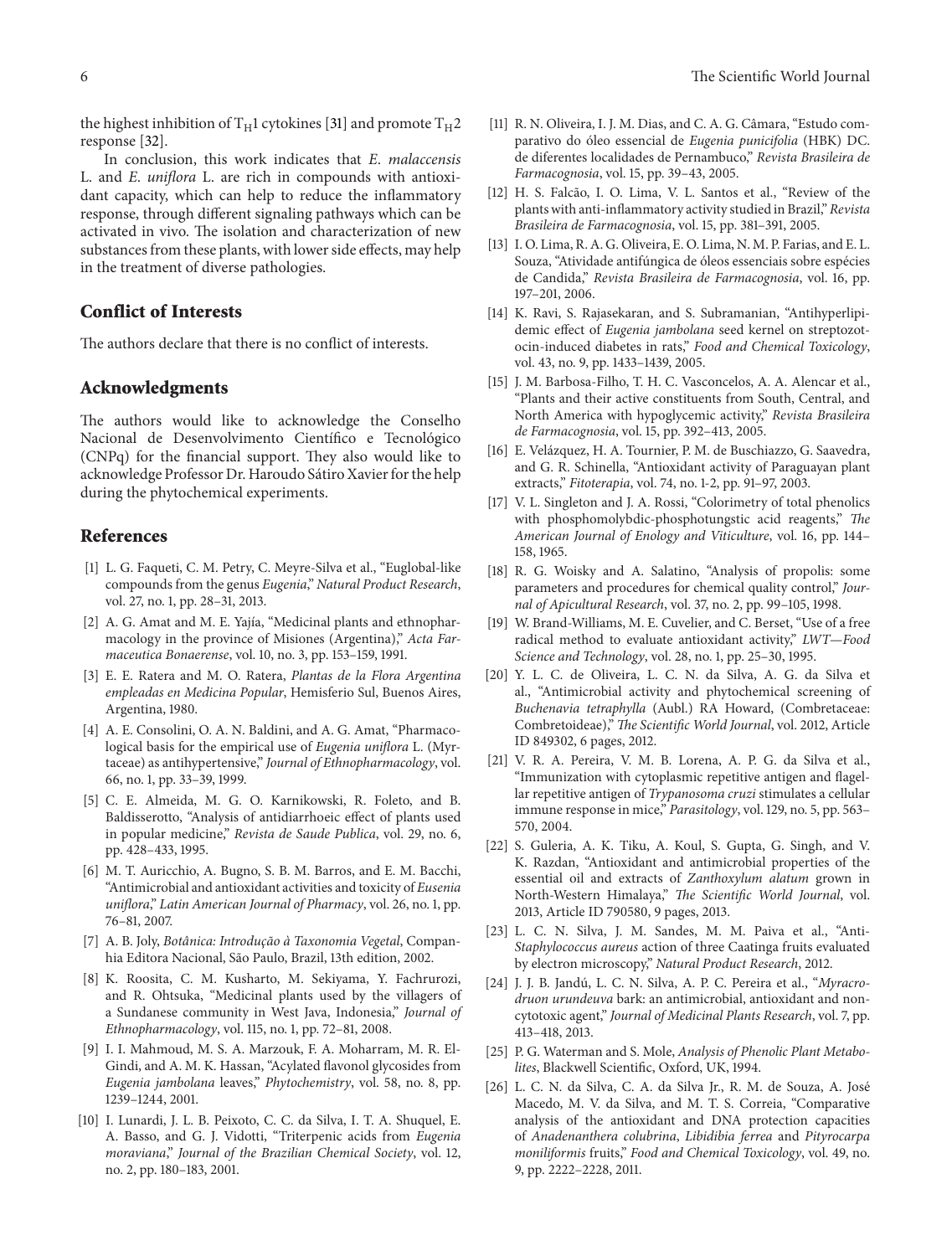the highest inhibition of $T_H1$ cytokines [31] and promote $T_H2$ response [32].

In conclusion, this work indicates that *E. malaccensis* L. and *E. uniflora* L. are rich in compounds with antioxidant capacity, which can help to reduce the inflammatory response, through different signaling pathways which can be activated in vivo. The isolation and characterization of new substances from these plants, with lower side effects, may help in the treatment of diverse pathologies.

## Conflict of Interests

The authors declare that there is no conflict of interests.

## Acknowledgments

The authors would like to acknowledge the Conselho Nacional de Desenvolvimento Científico e Tecnológico (CNPq) for the financial support. They also would like to acknowledge Professor Dr. Haroudo Sátiro Xavier for the help during the phytochemical experiments.

## References

[1] L. G. Faqueti, C. M. Petry, C. Meyre-Silva et al., "Euglobal-like compounds from the genus *Eugenia*," *Natural Product Research*, vol. 27, no. 1, pp. 28–31, 2013.

[2] A. G. Amat and M. E. Yajía, "Medicinal plants and ethnopharmacology in the province of Misiones (Argentina)," *Acta Farmaceutica Bonaerense*, vol. 10, no. 3, pp. 153–159, 1991.

[3] E. E. Ratera and M. O. Ratera, *Plantas de la Flora Argentina empleadas en Medicina Popular*, Hemisferio Sul, Buenos Aires, Argentina, 1980.

[4] A. E. Consolini, O. A. N. Baldini, and A. G. Amat, "Pharmacological basis for the empirical use of *Eugenia uniflora* L. (Myrtaceae) as antihypertensive," *Journal of Ethnopharmacology*, vol. 66, no. 1, pp. 33–39, 1999.

[5] C. E. Almeida, M. G. O. Karnikowski, R. Foleto, and B. Baldisserotto, "Analysis of antidiarrhoeic effect of plants used in popular medicine," *Revista de Saude Publica*, vol. 29, no. 6, pp. 428–433, 1995.

[6] M. T. Auricchio, A. Bugno, S. B. M. Barros, and E. M. Bacchi, "Antimicrobial and antioxidant activities and toxicity of *Eusenia uniflora*," *Latin American Journal of Pharmacy*, vol. 26, no. 1, pp. 76–81, 2007.

[7] A. B. Joly, *Botânica: Introdução à Taxonomia Vegetal*, Companhia Editora Nacional, São Paulo, Brazil, 13th edition, 2002.

[8] K. Roosita, C. M. Kusharto, M. Sekiyama, Y. Fachrurozi, and R. Ohtsuka, "Medicinal plants used by the villagers of a Sundanese community in West Java, Indonesia," *Journal of Ethnopharmacology*, vol. 115, no. 1, pp. 72–81, 2008.

[9] I. I. Mahmoud, M. S. A. Marzouk, F. A. Moharram, M. R. El-Gindi, and A. M. K. Hassan, "Acylated flavonol glycosides from *Eugenia jambolana* leaves," *Phytochemistry*, vol. 58, no. 8, pp. 1239–1244, 2001.

[10] I. Lunardi, J. L. B. Peixoto, C. C. da Silva, I. T. A. Shuquel, E. A. Basso, and G. J. Vidotti, "Triterpenic acids from *Eugenia moraviana*," *Journal of the Brazilian Chemical Society*, vol. 12, no. 2, pp. 180–183, 2001.

[11] R. N. Oliveira, I. J. M. Dias, and C. A. G. Câmara, "Estudo comparativo do óleo essencial de *Eugenia punicifolia* (HBK) DC. de diferentes localidades de Pernambuco," *Revista Brasileira de Farmacognosia*, vol. 15, pp. 39–43, 2005.

[12] H. S. Falcão, I. O. Lima, V. L. Santos et al., "Review of the plants with anti-inflammatory activity studied in Brazil," *Revista Brasileira de Farmacognosia*, vol. 15, pp. 381–391, 2005.

[13] I. O. Lima, R. A. G. Oliveira, E. O. Lima, N. M. P. Farias, and E. L. Souza, "Atividade antifúngica de óleos essenciais sobre espécies de Candida," *Revista Brasileira de Farmacognosia*, vol. 16, pp. 197–201, 2006.

[14] K. Ravi, S. Rajasekaran, and S. Subramanian, "Antihyperlipidemic effect of *Eugenia jambolana* seed kernel on streptozotocin-induced diabetes in rats," *Food and Chemical Toxicology*, vol. 43, no. 9, pp. 1433–1439, 2005.

[15] J. M. Barbosa-Filho, T. H. C. Vasconcelos, A. A. Alencar et al., "Plants and their active constituents from South, Central, and North America with hypoglycemic activity," *Revista Brasileira de Farmacognosia*, vol. 15, pp. 392–413, 2005.

[16] E. Velázquez, H. A. Tournier, P. M. de Buschiazzo, G. Saavedra, and G. R. Schinella, "Antioxidant activity of Paraguayan plant extracts," *Fitoterapia*, vol. 74, no. 1-2, pp. 91–97, 2003.

[17] V. L. Singleton and J. A. Rossi, "Colorimetry of total phenolics with phosphomolybdic-phosphotungstic acid reagents," *The American Journal of Enology and Viticulture*, vol. 16, pp. 144–158, 1965.

[18] R. G. Woisky and A. Salatino, "Analysis of propolis: some parameters and procedures for chemical quality control," *Journal of Apicultural Research*, vol. 37, no. 2, pp. 99–105, 1998.

[19] W. Brand-Williams, M. E. Cuvelier, and C. Berset, "Use of a free radical method to evaluate antioxidant activity," *LWT—Food Science and Technology*, vol. 28, no. 1, pp. 25–30, 1995.

[20] Y. L. C. de Oliveira, L. C. N. da Silva, A. G. da Silva et al., "Antimicrobial activity and phytochemical screening of *Buchenavia tetraphylla* (Aubl.) RA Howard, (Combretaceae: Combretoideae)," *The Scientific World Journal*, vol. 2012, Article ID 849302, 6 pages, 2012.

[21] V. R. A. Pereira, V. M. B. Lorena, A. P. G. da Silva et al., "Immunization with cytoplasmic repetitive antigen and flagellar repetitive antigen of *Trypanosoma cruzi* stimulates a cellular immune response in mice," *Parasitology*, vol. 129, no. 5, pp. 563–570, 2004.

[22] S. Guleria, A. K. Tiku, A. Koul, S. Gupta, G. Singh, and V. K. Razdan, "Antioxidant and antimicrobial properties of the essential oil and extracts of *Zanthoxylum alatum* grown in North-Western Himalaya," *The Scientific World Journal*, vol. 2013, Article ID 790580, 9 pages, 2013.

[23] L. C. N. Silva, J. M. Sandes, M. M. Paiva et al., "Anti-*Staphylococcus aureus* action of three Caatinga fruits evaluated by electron microscopy," *Natural Product Research*, 2012.

[24] J. J. B. Jandú, L. C. N. Silva, A. P. C. Pereira et al., "*Myracrodruon urundeuva* bark: an antimicrobial, antioxidant and non-cytotoxic agent," *Journal of Medicinal Plants Research*, vol. 7, pp. 413–418, 2013.

[25] P. G. Waterman and S. Mole, *Analysis of Phenolic Plant Metabolites*, Blackwell Scientific, Oxford, UK, 1994.

[26] L. C. N. da Silva, C. A. da Silva Jr., R. M. de Souza, A. José Macedo, M. V. da Silva, and M. T. S. Correia, "Comparative analysis of the antioxidant and DNA protection capacities of *Anadenanthera colubrina*, *Libidibia ferrea* and *Pityrocarpa moniliformis* fruits," *Food and Chemical Toxicology*, vol. 49, no. 9, pp. 2222–2228, 2011.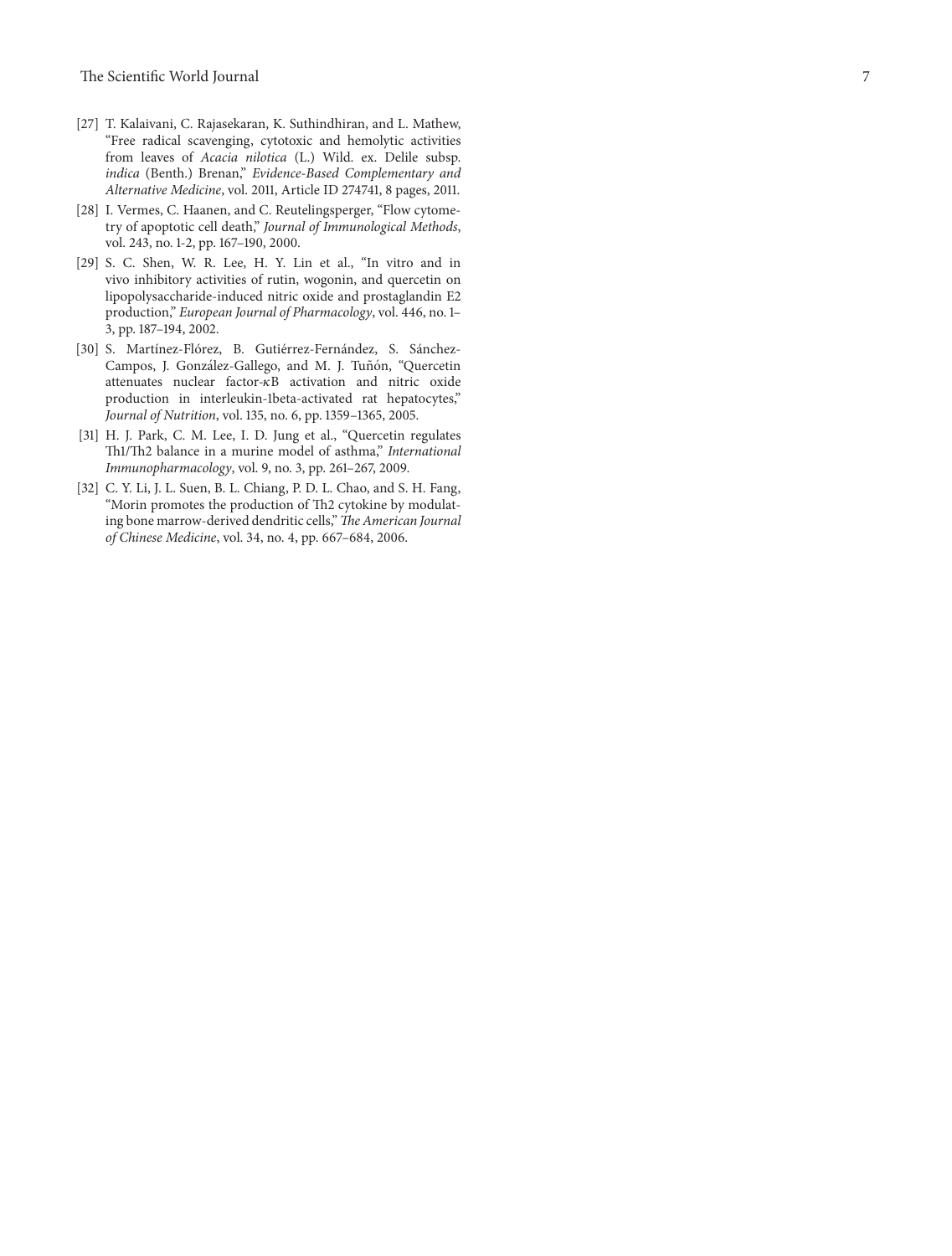[27] T. Kalaivani, C. Rajasekaran, K. Suthindhiran, and L. Mathew, "Free radical scavenging, cytotoxic and hemolytic activities from leaves of *Acacia nilotica* (L.) Wild. ex. Delile subsp. *indica* (Benth.) Brenan," *Evidence-Based Complementary and Alternative Medicine*, vol. 2011, Article ID 274741, 8 pages, 2011.

[28] I. Vermes, C. Haanen, and C. Reutelingsperger, "Flow cytometry of apoptotic cell death," *Journal of Immunological Methods*, vol. 243, no. 1-2, pp. 167–190, 2000.

[29] S. C. Shen, W. R. Lee, H. Y. Lin et al., "In vitro and in vivo inhibitory activities of rutin, wogonin, and quercetin on lipopolysaccharide-induced nitric oxide and prostaglandin E2 production," *European Journal of Pharmacology*, vol. 446, no. 1–3, pp. 187–194, 2002.

[30] S. Martínez-Flórez, B. Gutiérrez-Fernández, S. Sánchez-Campos, J. González-Gallego, and M. J. Tuñón, "Quercetin attenuates nuclear factor-$\kappa$B activation and nitric oxide production in interleukin-1beta-activated rat hepatocytes," *Journal of Nutrition*, vol. 135, no. 6, pp. 1359–1365, 2005.

[31] H. J. Park, C. M. Lee, I. D. Jung et al., "Quercetin regulates Th1/Th2 balance in a murine model of asthma," *International Immunopharmacology*, vol. 9, no. 3, pp. 261–267, 2009.

[32] C. Y. Li, J. L. Suen, B. L. Chiang, P. D. L. Chao, and S. H. Fang, "Morin promotes the production of Th2 cytokine by modulating bone marrow-derived dendritic cells," *The American Journal of Chinese Medicine*, vol. 34, no. 4, pp. 667–684, 2006.